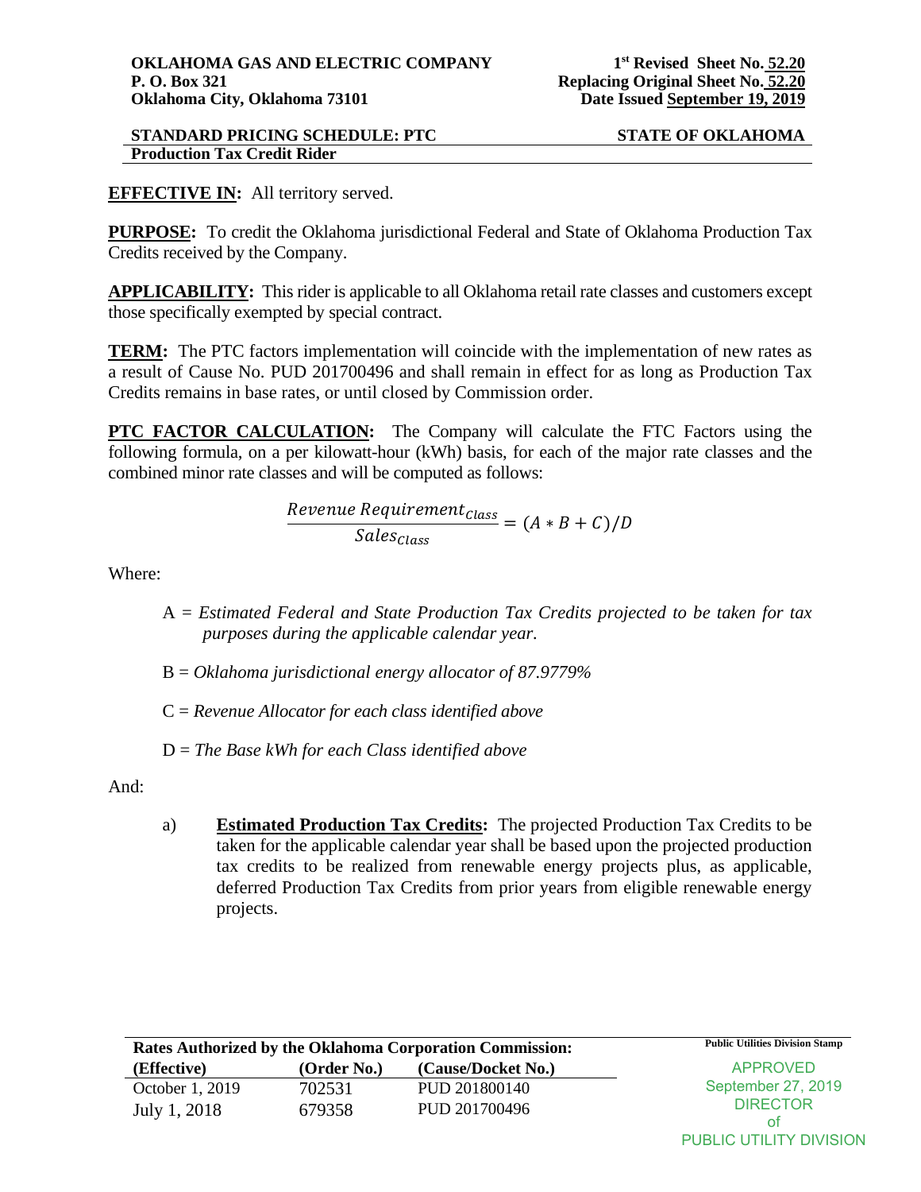**OKLAHOMA GAS AND ELECTRIC COMPANY**
**P. O. Box 321**
**Oklahoma City, Oklahoma 73101**

**1st Revised Sheet No. 52.20**
**Replacing Original Sheet No. 52.20**
**Date Issued September 19, 2019**

**STANDARD PRICING SCHEDULE: PTC** **STATE OF OKLAHOMA**
**Production Tax Credit Rider**

**EFFECTIVE IN:** All territory served.

**PURPOSE:** To credit the Oklahoma jurisdictional Federal and State of Oklahoma Production Tax Credits received by the Company.

**APPLICABILITY:** This rider is applicable to all Oklahoma retail rate classes and customers except those specifically exempted by special contract.

**TERM:** The PTC factors implementation will coincide with the implementation of new rates as a result of Cause No. PUD 201700496 and shall remain in effect for as long as Production Tax Credits remains in base rates, or until closed by Commission order.

**PTC FACTOR CALCULATION:** The Company will calculate the FTC Factors using the following formula, on a per kilowatt-hour (kWh) basis, for each of the major rate classes and the combined minor rate classes and will be computed as follows:

$$\frac{Revenue\ Requirement_{Class}}{Sales_{Class}} = (A * B + C)/D$$

Where:

A = *Estimated Federal and State Production Tax Credits projected to be taken for tax purposes during the applicable calendar year.*

B = *Oklahoma jurisdictional energy allocator of 87.9779%*

C = *Revenue Allocator for each class identified above*

D = *The Base kWh for each Class identified above*

And:

a) **Estimated Production Tax Credits:** The projected Production Tax Credits to be taken for the applicable calendar year shall be based upon the projected production tax credits to be realized from renewable energy projects plus, as applicable, deferred Production Tax Credits from prior years from eligible renewable energy projects.

| Rates Authorized by the Oklahoma Corporation Commission: | | |
|---|---|---|
| (Effective) | (Order No.) | (Cause/Docket No.) |
| October 1, 2019 | 702531 | PUD 201800140 |
| July 1, 2018 | 679358 | PUD 201700496 |

Public Utilities Division Stamp
APPROVED
September 27, 2019
DIRECTOR
of
PUBLIC UTILITY DIVISION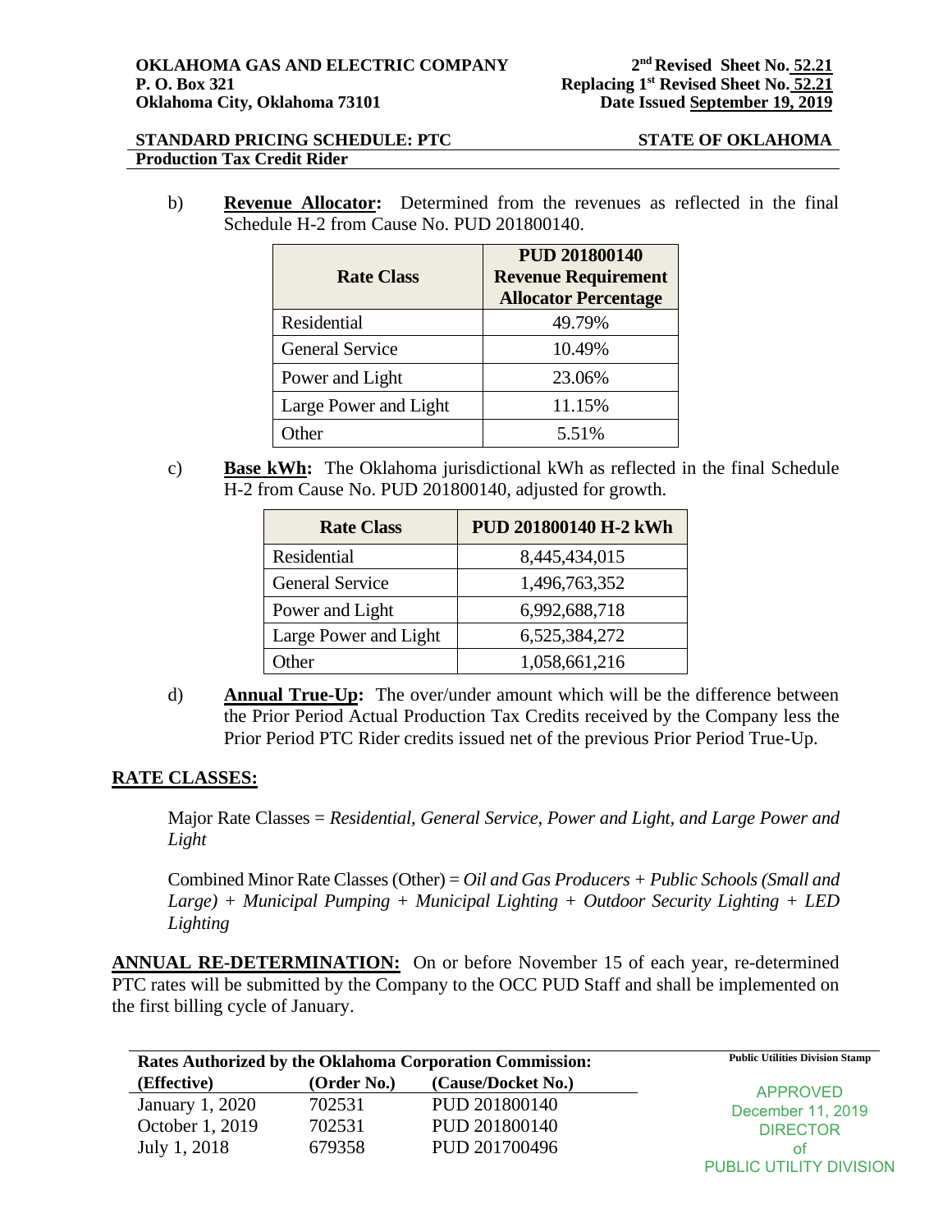**OKLAHOMA GAS AND ELECTRIC COMPANY**
**P. O. Box 321**
**Oklahoma City, Oklahoma 73101**

**2nd Revised Sheet No. 52.21**
**Replacing 1st Revised Sheet No. 52.21**
**Date Issued September 19, 2019**

**STANDARD PRICING SCHEDULE: PTC** **STATE OF OKLAHOMA**
**Production Tax Credit Rider**

b) **Revenue Allocator:** Determined from the revenues as reflected in the final Schedule H-2 from Cause No. PUD 201800140.

| Rate Class | PUD 201800140 Revenue Requirement Allocator Percentage |
|---|---|
| Residential | 49.79% |
| General Service | 10.49% |
| Power and Light | 23.06% |
| Large Power and Light | 11.15% |
| Other | 5.51% |

c) **Base kWh:** The Oklahoma jurisdictional kWh as reflected in the final Schedule H-2 from Cause No. PUD 201800140, adjusted for growth.

| Rate Class | PUD 201800140 H-2 kWh |
|---|---|
| Residential | 8,445,434,015 |
| General Service | 1,496,763,352 |
| Power and Light | 6,992,688,718 |
| Large Power and Light | 6,525,384,272 |
| Other | 1,058,661,216 |

d) **Annual True-Up:** The over/under amount which will be the difference between the Prior Period Actual Production Tax Credits received by the Company less the Prior Period PTC Rider credits issued net of the previous Prior Period True-Up.

## RATE CLASSES:

Major Rate Classes = *Residential, General Service, Power and Light, and Large Power and Light*

Combined Minor Rate Classes (Other) = *Oil and Gas Producers + Public Schools (Small and Large) + Municipal Pumping + Municipal Lighting + Outdoor Security Lighting + LED Lighting*

**ANNUAL RE-DETERMINATION:** On or before November 15 of each year, re-determined PTC rates will be submitted by the Company to the OCC PUD Staff and shall be implemented on the first billing cycle of January.

**Rates Authorized by the Oklahoma Corporation Commission:**

| (Effective) | (Order No.) | (Cause/Docket No.) |
|---|---|---|
| January 1, 2020 | 702531 | PUD 201800140 |
| October 1, 2019 | 702531 | PUD 201800140 |
| July 1, 2018 | 679358 | PUD 201700496 |

**Public Utilities Division Stamp**

APPROVED
December 11, 2019
DIRECTOR
of
PUBLIC UTILITY DIVISION